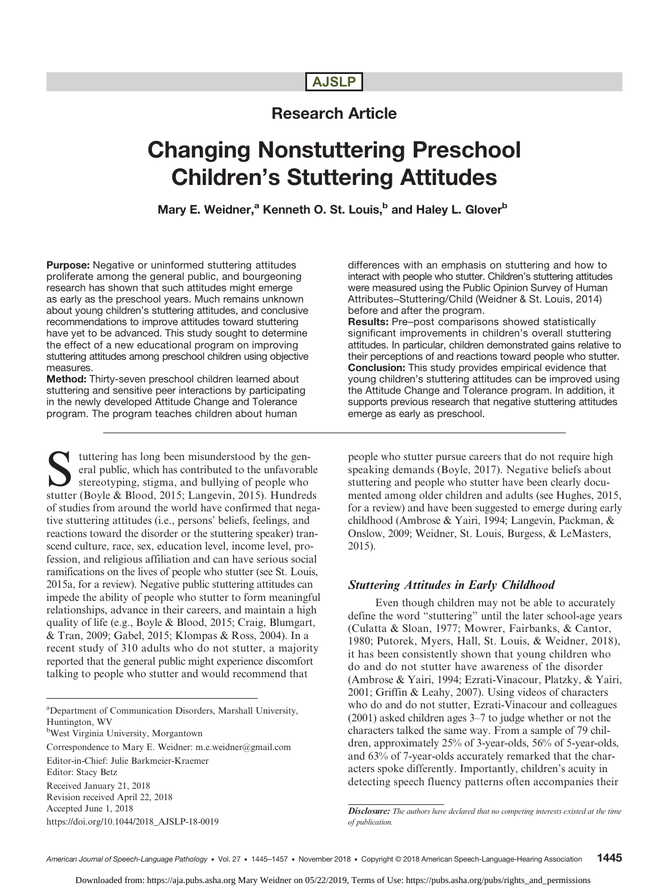**AJSLP**

## Research Article

# Changing Nonstuttering Preschool Children's Stuttering Attitudes

**Mary E. Weidner,[a] Kenneth O. St. Louis,[b] and Haley L. Glover[b]**

**Purpose:** Negative or uninformed stuttering attitudes proliferate among the general public, and bourgeoning research has shown that such attitudes might emerge as early as the preschool years. Much remains unknown about young children's stuttering attitudes, and conclusive recommendations to improve attitudes toward stuttering have yet to be advanced. This study sought to determine the effect of a new educational program on improving stuttering attitudes among preschool children using objective measures.

**Method:** Thirty-seven preschool children learned about stuttering and sensitive peer interactions by participating in the newly developed Attitude Change and Tolerance program. The program teaches children about human differences with an emphasis on stuttering and how to interact with people who stutter. Children's stuttering attitudes were measured using the Public Opinion Survey of Human Attributes–Stuttering/Child (Weidner & St. Louis, 2014) before and after the program.

**Results:** Pre–post comparisons showed statistically significant improvements in children's overall stuttering attitudes. In particular, children demonstrated gains relative to their perceptions of and reactions toward people who stutter.

**Conclusion:** This study provides empirical evidence that young children's stuttering attitudes can be improved using the Attitude Change and Tolerance program. In addition, it supports previous research that negative stuttering attitudes emerge as early as preschool.

Stuttering has long been misunderstood by the general public, which has contributed to the unfavorable stereotyping, stigma, and bullying of people who stutter (Boyle & Blood, 2015; Langevin, 2015). Hundreds of studies from around the world have confirmed that negative stuttering attitudes (i.e., persons' beliefs, feelings, and reactions toward the disorder or the stuttering speaker) transcend culture, race, sex, education level, income level, profession, and religious affiliation and can have serious social ramifications on the lives of people who stutter (see St. Louis, 2015a, for a review). Negative public stuttering attitudes can impede the ability of people who stutter to form meaningful relationships, advance in their careers, and maintain a high quality of life (e.g., Boyle & Blood, 2015; Craig, Blumgart, & Tran, 2009; Gabel, 2015; Klompas & Ross, 2004). In a recent study of 310 adults who do not stutter, a majority reported that the general public might experience discomfort talking to people who stutter and would recommend that people who stutter pursue careers that do not require high speaking demands (Boyle, 2017). Negative beliefs about stuttering and people who stutter have been clearly documented among older children and adults (see Hughes, 2015, for a review) and have been suggested to emerge during early childhood (Ambrose & Yairi, 1994; Langevin, Packman, & Onslow, 2009; Weidner, St. Louis, Burgess, & LeMasters, 2015).

### *Stuttering Attitudes in Early Childhood*

Even though children may not be able to accurately define the word "stuttering" until the later school-age years (Culatta & Sloan, 1977; Mowrer, Fairbanks, & Cantor, 1980; Putorek, Myers, Hall, St. Louis, & Weidner, 2018), it has been consistently shown that young children who do and do not stutter have awareness of the disorder (Ambrose & Yairi, 1994; Ezrati-Vinacour, Platzky, & Yairi, 2001; Griffin & Leahy, 2007). Using videos of characters who do and do not stutter, Ezrati-Vinacour and colleagues (2001) asked children ages 3–7 to judge whether or not the characters talked the same way. From a sample of 79 children, approximately 25% of 3-year-olds, 56% of 5-year-olds, and 63% of 7-year-olds accurately remarked that the characters spoke differently. Importantly, children's acuity in detecting speech fluency patterns often accompanies their

---

[a]Department of Communication Disorders, Marshall University, Huntington, WV
[b]West Virginia University, Morgantown

Correspondence to Mary E. Weidner: m.e.weidner@gmail.com

Editor-in-Chief: Julie Barkmeier-Kraemer
Editor: Stacy Betz

Received January 21, 2018
Revision received April 22, 2018
Accepted June 1, 2018
https://doi.org/10.1044/2018_AJSLP-18-0019

*Disclosure: The authors have declared that no competing interests existed at the time of publication.*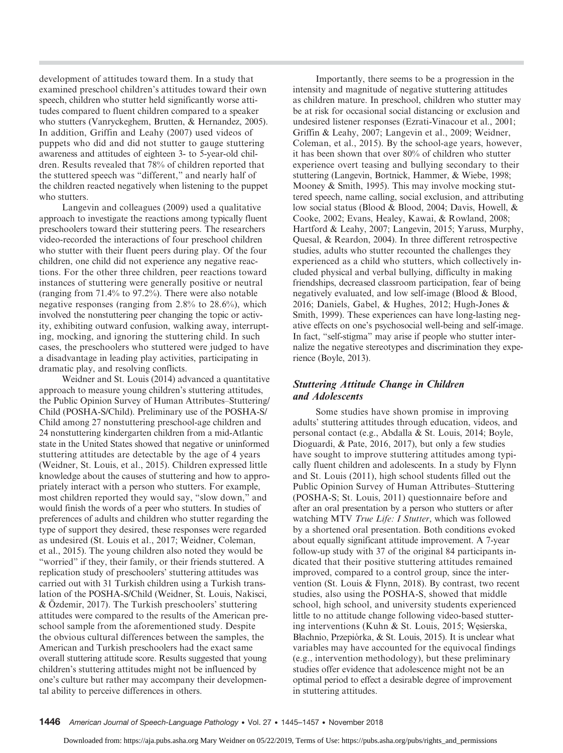development of attitudes toward them. In a study that examined preschool children's attitudes toward their own speech, children who stutter held significantly worse attitudes compared to fluent children compared to a speaker who stutters (Vanryckeghem, Brutten, & Hernandez, 2005). In addition, Griffin and Leahy (2007) used videos of puppets who did and did not stutter to gauge stuttering awareness and attitudes of eighteen 3- to 5-year-old children. Results revealed that 78% of children reported that the stuttered speech was "different," and nearly half of the children reacted negatively when listening to the puppet who stutters.

Langevin and colleagues (2009) used a qualitative approach to investigate the reactions among typically fluent preschoolers toward their stuttering peers. The researchers video-recorded the interactions of four preschool children who stutter with their fluent peers during play. Of the four children, one child did not experience any negative reactions. For the other three children, peer reactions toward instances of stuttering were generally positive or neutral (ranging from 71.4% to 97.2%). There were also notable negative responses (ranging from 2.8% to 28.6%), which involved the nonstuttering peer changing the topic or activity, exhibiting outward confusion, walking away, interrupting, mocking, and ignoring the stuttering child. In such cases, the preschoolers who stuttered were judged to have a disadvantage in leading play activities, participating in dramatic play, and resolving conflicts.

Weidner and St. Louis (2014) advanced a quantitative approach to measure young children's stuttering attitudes, the Public Opinion Survey of Human Attributes–Stuttering/Child (POSHA-S/Child). Preliminary use of the POSHA-S/Child among 27 nonstuttering preschool-age children and 24 nonstuttering kindergarten children from a mid-Atlantic state in the United States showed that negative or uninformed stuttering attitudes are detectable by the age of 4 years (Weidner, St. Louis, et al., 2015). Children expressed little knowledge about the causes of stuttering and how to appropriately interact with a person who stutters. For example, most children reported they would say, "slow down," and would finish the words of a peer who stutters. In studies of preferences of adults and children who stutter regarding the type of support they desired, these responses were regarded as undesired (St. Louis et al., 2017; Weidner, Coleman, et al., 2015). The young children also noted they would be "worried" if they, their family, or their friends stuttered. A replication study of preschoolers' stuttering attitudes was carried out with 31 Turkish children using a Turkish translation of the POSHA-S/Child (Weidner, St. Louis, Nakisci, & Özdemir, 2017). The Turkish preschoolers' stuttering attitudes were compared to the results of the American preschool sample from the aforementioned study. Despite the obvious cultural differences between the samples, the American and Turkish preschoolers had the exact same overall stuttering attitude score. Results suggested that young children's stuttering attitudes might not be influenced by one's culture but rather may accompany their developmental ability to perceive differences in others.

Importantly, there seems to be a progression in the intensity and magnitude of negative stuttering attitudes as children mature. In preschool, children who stutter may be at risk for occasional social distancing or exclusion and undesired listener responses (Ezrati-Vinacour et al., 2001; Griffin & Leahy, 2007; Langevin et al., 2009; Weidner, Coleman, et al., 2015). By the school-age years, however, it has been shown that over 80% of children who stutter experience overt teasing and bullying secondary to their stuttering (Langevin, Bortnick, Hammer, & Wiebe, 1998; Mooney & Smith, 1995). This may involve mocking stuttered speech, name calling, social exclusion, and attributing low social status (Blood & Blood, 2004; Davis, Howell, & Cooke, 2002; Evans, Healey, Kawai, & Rowland, 2008; Hartford & Leahy, 2007; Langevin, 2015; Yaruss, Murphy, Quesal, & Reardon, 2004). In three different retrospective studies, adults who stutter recounted the challenges they experienced as a child who stutters, which collectively included physical and verbal bullying, difficulty in making friendships, decreased classroom participation, fear of being negatively evaluated, and low self-image (Blood & Blood, 2016; Daniels, Gabel, & Hughes, 2012; Hugh-Jones & Smith, 1999). These experiences can have long-lasting negative effects on one's psychosocial well-being and self-image. In fact, "self-stigma" may arise if people who stutter internalize the negative stereotypes and discrimination they experience (Boyle, 2013).

### *Stuttering Attitude Change in Children and Adolescents*

Some studies have shown promise in improving adults' stuttering attitudes through education, videos, and personal contact (e.g., Abdalla & St. Louis, 2014; Boyle, Dioguardi, & Pate, 2016, 2017), but only a few studies have sought to improve stuttering attitudes among typically fluent children and adolescents. In a study by Flynn and St. Louis (2011), high school students filled out the Public Opinion Survey of Human Attributes–Stuttering (POSHA-S; St. Louis, 2011) questionnaire before and after an oral presentation by a person who stutters or after watching MTV *True Life: I Stutter*, which was followed by a shortened oral presentation. Both conditions evoked about equally significant attitude improvement. A 7-year follow-up study with 37 of the original 84 participants indicated that their positive stuttering attitudes remained improved, compared to a control group, since the intervention (St. Louis & Flynn, 2018). By contrast, two recent studies, also using the POSHA-S, showed that middle school, high school, and university students experienced little to no attitude change following video-based stuttering interventions (Kuhn & St. Louis, 2015; Węsierska, Błachnio, Przepiórka, & St. Louis, 2015). It is unclear what variables may have accounted for the equivocal findings (e.g., intervention methodology), but these preliminary studies offer evidence that adolescence might not be an optimal period to effect a desirable degree of improvement in stuttering attitudes.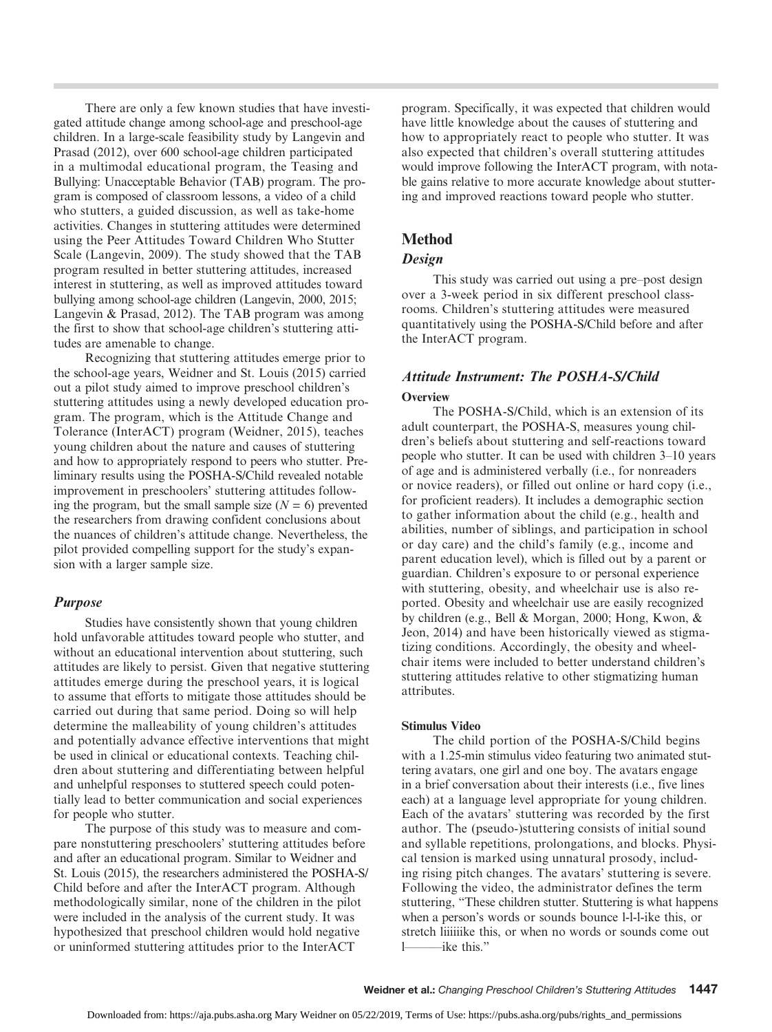There are only a few known studies that have investigated attitude change among school-age and preschool-age children. In a large-scale feasibility study by Langevin and Prasad (2012), over 600 school-age children participated in a multimodal educational program, the Teasing and Bullying: Unacceptable Behavior (TAB) program. The program is composed of classroom lessons, a video of a child who stutters, a guided discussion, as well as take-home activities. Changes in stuttering attitudes were determined using the Peer Attitudes Toward Children Who Stutter Scale (Langevin, 2009). The study showed that the TAB program resulted in better stuttering attitudes, increased interest in stuttering, as well as improved attitudes toward bullying among school-age children (Langevin, 2000, 2015; Langevin & Prasad, 2012). The TAB program was among the first to show that school-age children's stuttering attitudes are amenable to change.

Recognizing that stuttering attitudes emerge prior to the school-age years, Weidner and St. Louis (2015) carried out a pilot study aimed to improve preschool children's stuttering attitudes using a newly developed education program. The program, which is the Attitude Change and Tolerance (InterACT) program (Weidner, 2015), teaches young children about the nature and causes of stuttering and how to appropriately respond to peers who stutter. Preliminary results using the POSHA-S/Child revealed notable improvement in preschoolers' stuttering attitudes following the program, but the small sample size ($N = 6$) prevented the researchers from drawing confident conclusions about the nuances of children's attitude change. Nevertheless, the pilot provided compelling support for the study's expansion with a larger sample size.

### *Purpose*

Studies have consistently shown that young children hold unfavorable attitudes toward people who stutter, and without an educational intervention about stuttering, such attitudes are likely to persist. Given that negative stuttering attitudes emerge during the preschool years, it is logical to assume that efforts to mitigate those attitudes should be carried out during that same period. Doing so will help determine the malleability of young children's attitudes and potentially advance effective interventions that might be used in clinical or educational contexts. Teaching children about stuttering and differentiating between helpful and unhelpful responses to stuttered speech could potentially lead to better communication and social experiences for people who stutter.

The purpose of this study was to measure and compare nonstuttering preschoolers' stuttering attitudes before and after an educational program. Similar to Weidner and St. Louis (2015), the researchers administered the POSHA-S/Child before and after the InterACT program. Although methodologically similar, none of the children in the pilot were included in the analysis of the current study. It was hypothesized that preschool children would hold negative or uninformed stuttering attitudes prior to the InterACT program. Specifically, it was expected that children would have little knowledge about the causes of stuttering and how to appropriately react to people who stutter. It was also expected that children's overall stuttering attitudes would improve following the InterACT program, with notable gains relative to more accurate knowledge about stuttering and improved reactions toward people who stutter.

## Method

### *Design*

This study was carried out using a pre–post design over a 3-week period in six different preschool classrooms. Children's stuttering attitudes were measured quantitatively using the POSHA-S/Child before and after the InterACT program.

### *Attitude Instrument: The POSHA-S/Child*

#### Overview

The POSHA-S/Child, which is an extension of its adult counterpart, the POSHA-S, measures young children's beliefs about stuttering and self-reactions toward people who stutter. It can be used with children 3–10 years of age and is administered verbally (i.e., for nonreaders or novice readers), or filled out online or hard copy (i.e., for proficient readers). It includes a demographic section to gather information about the child (e.g., health and abilities, number of siblings, and participation in school or day care) and the child's family (e.g., income and parent education level), which is filled out by a parent or guardian. Children's exposure to or personal experience with stuttering, obesity, and wheelchair use is also reported. Obesity and wheelchair use are easily recognized by children (e.g., Bell & Morgan, 2000; Hong, Kwon, & Jeon, 2014) and have been historically viewed as stigmatizing conditions. Accordingly, the obesity and wheelchair items were included to better understand children's stuttering attitudes relative to other stigmatizing human attributes.

#### Stimulus Video

The child portion of the POSHA-S/Child begins with a 1.25-min stimulus video featuring two animated stuttering avatars, one girl and one boy. The avatars engage in a brief conversation about their interests (i.e., five lines each) at a language level appropriate for young children. Each of the avatars' stuttering was recorded by the first author. The (pseudo-)stuttering consists of initial sound and syllable repetitions, prolongations, and blocks. Physical tension is marked using unnatural prosody, including rising pitch changes. The avatars' stuttering is severe. Following the video, the administrator defines the term stuttering, "These children stutter. Stuttering is what happens when a person's words or sounds bounce l-l-l-ike this, or stretch liiiiiike this, or when no words or sounds come out l———ike this."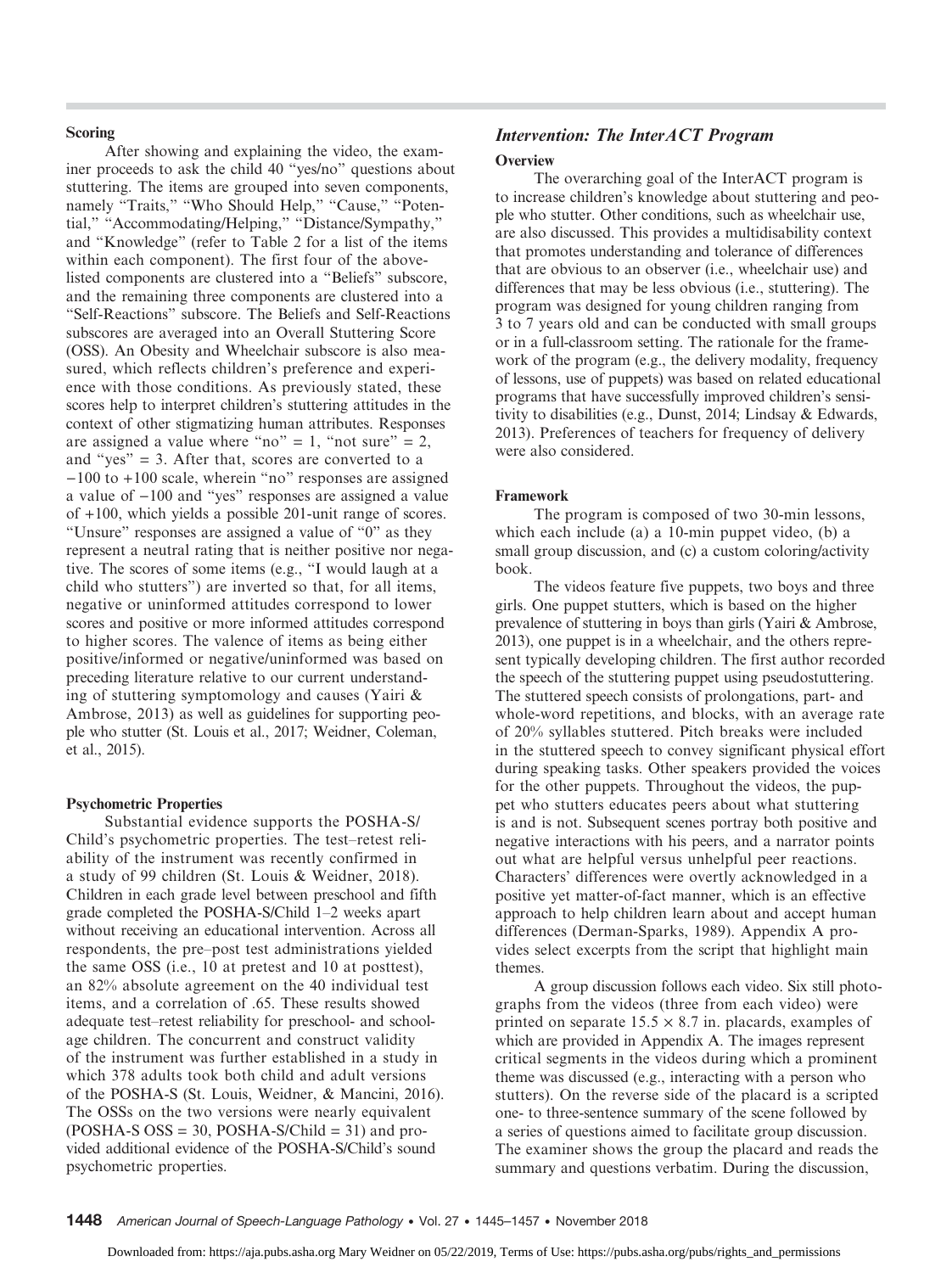### Scoring

After showing and explaining the video, the examiner proceeds to ask the child 40 "yes/no" questions about stuttering. The items are grouped into seven components, namely "Traits," "Who Should Help," "Cause," "Potential," "Accommodating/Helping," "Distance/Sympathy," and "Knowledge" (refer to Table 2 for a list of the items within each component). The first four of the above-listed components are clustered into a "Beliefs" subscore, and the remaining three components are clustered into a "Self-Reactions" subscore. The Beliefs and Self-Reactions subscores are averaged into an Overall Stuttering Score (OSS). An Obesity and Wheelchair subscore is also measured, which reflects children's preference and experience with those conditions. As previously stated, these scores help to interpret children's stuttering attitudes in the context of other stigmatizing human attributes. Responses are assigned a value where "no" = 1, "not sure" = 2, and "yes" = 3. After that, scores are converted to a −100 to +100 scale, wherein "no" responses are assigned a value of −100 and "yes" responses are assigned a value of +100, which yields a possible 201-unit range of scores. "Unsure" responses are assigned a value of "0" as they represent a neutral rating that is neither positive nor negative. The scores of some items (e.g., "I would laugh at a child who stutters") are inverted so that, for all items, negative or uninformed attitudes correspond to lower scores and positive or more informed attitudes correspond to higher scores. The valence of items as being either positive/informed or negative/uninformed was based on preceding literature relative to our current understanding of stuttering symptomology and causes (Yairi & Ambrose, 2013) as well as guidelines for supporting people who stutter (St. Louis et al., 2017; Weidner, Coleman, et al., 2015).

### Psychometric Properties

Substantial evidence supports the POSHA-S/Child's psychometric properties. The test–retest reliability of the instrument was recently confirmed in a study of 99 children (St. Louis & Weidner, 2018). Children in each grade level between preschool and fifth grade completed the POSHA-S/Child 1–2 weeks apart without receiving an educational intervention. Across all respondents, the pre–post test administrations yielded the same OSS (i.e., 10 at pretest and 10 at posttest), an 82% absolute agreement on the 40 individual test items, and a correlation of .65. These results showed adequate test–retest reliability for preschool- and school-age children. The concurrent and construct validity of the instrument was further established in a study in which 378 adults took both child and adult versions of the POSHA-S (St. Louis, Weidner, & Mancini, 2016). The OSSs on the two versions were nearly equivalent (POSHA-S OSS = 30, POSHA-S/Child = 31) and provided additional evidence of the POSHA-S/Child's sound psychometric properties.

## *Intervention: The InterACT Program*

### Overview

The overarching goal of the InterACT program is to increase children's knowledge about stuttering and people who stutter. Other conditions, such as wheelchair use, are also discussed. This provides a multidisability context that promotes understanding and tolerance of differences that are obvious to an observer (i.e., wheelchair use) and differences that may be less obvious (i.e., stuttering). The program was designed for young children ranging from 3 to 7 years old and can be conducted with small groups or in a full-classroom setting. The rationale for the framework of the program (e.g., the delivery modality, frequency of lessons, use of puppets) was based on related educational programs that have successfully improved children's sensitivity to disabilities (e.g., Dunst, 2014; Lindsay & Edwards, 2013). Preferences of teachers for frequency of delivery were also considered.

### Framework

The program is composed of two 30-min lessons, which each include (a) a 10-min puppet video, (b) a small group discussion, and (c) a custom coloring/activity book.

The videos feature five puppets, two boys and three girls. One puppet stutters, which is based on the higher prevalence of stuttering in boys than girls (Yairi & Ambrose, 2013), one puppet is in a wheelchair, and the others represent typically developing children. The first author recorded the speech of the stuttering puppet using pseudostuttering. The stuttered speech consists of prolongations, part- and whole-word repetitions, and blocks, with an average rate of 20% syllables stuttered. Pitch breaks were included in the stuttered speech to convey significant physical effort during speaking tasks. Other speakers provided the voices for the other puppets. Throughout the videos, the puppet who stutters educates peers about what stuttering is and is not. Subsequent scenes portray both positive and negative interactions with his peers, and a narrator points out what are helpful versus unhelpful peer reactions. Characters' differences were overtly acknowledged in a positive yet matter-of-fact manner, which is an effective approach to help children learn about and accept human differences (Derman-Sparks, 1989). Appendix A provides select excerpts from the script that highlight main themes.

A group discussion follows each video. Six still photographs from the videos (three from each video) were printed on separate 15.5 × 8.7 in. placards, examples of which are provided in Appendix A. The images represent critical segments in the videos during which a prominent theme was discussed (e.g., interacting with a person who stutters). On the reverse side of the placard is a scripted one- to three-sentence summary of the scene followed by a series of questions aimed to facilitate group discussion. The examiner shows the group the placard and reads the summary and questions verbatim. During the discussion,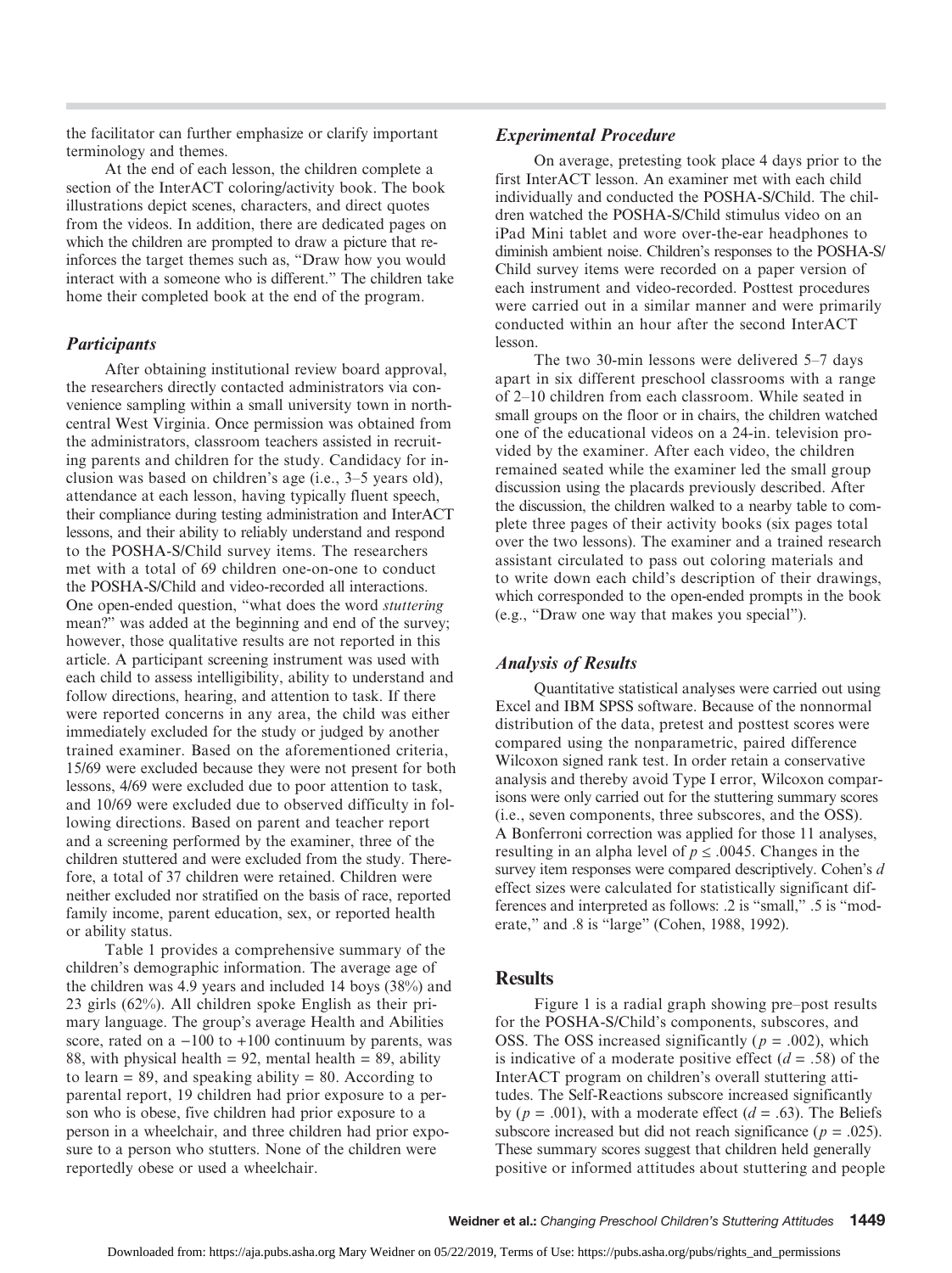the facilitator can further emphasize or clarify important terminology and themes.

At the end of each lesson, the children complete a section of the InterACT coloring/activity book. The book illustrations depict scenes, characters, and direct quotes from the videos. In addition, there are dedicated pages on which the children are prompted to draw a picture that reinforces the target themes such as, "Draw how you would interact with a someone who is different." The children take home their completed book at the end of the program.

### *Participants*

After obtaining institutional review board approval, the researchers directly contacted administrators via convenience sampling within a small university town in north-central West Virginia. Once permission was obtained from the administrators, classroom teachers assisted in recruiting parents and children for the study. Candidacy for inclusion was based on children's age (i.e., 3–5 years old), attendance at each lesson, having typically fluent speech, their compliance during testing administration and InterACT lessons, and their ability to reliably understand and respond to the POSHA-S/Child survey items. The researchers met with a total of 69 children one-on-one to conduct the POSHA-S/Child and video-recorded all interactions. One open-ended question, "what does the word *stuttering* mean?" was added at the beginning and end of the survey; however, those qualitative results are not reported in this article. A participant screening instrument was used with each child to assess intelligibility, ability to understand and follow directions, hearing, and attention to task. If there were reported concerns in any area, the child was either immediately excluded for the study or judged by another trained examiner. Based on the aforementioned criteria, 15/69 were excluded because they were not present for both lessons, 4/69 were excluded due to poor attention to task, and 10/69 were excluded due to observed difficulty in following directions. Based on parent and teacher report and a screening performed by the examiner, three of the children stuttered and were excluded from the study. Therefore, a total of 37 children were retained. Children were neither excluded nor stratified on the basis of race, reported family income, parent education, sex, or reported health or ability status.

Table 1 provides a comprehensive summary of the children's demographic information. The average age of the children was 4.9 years and included 14 boys (38%) and 23 girls (62%). All children spoke English as their primary language. The group's average Health and Abilities score, rated on a −100 to +100 continuum by parents, was 88, with physical health = 92, mental health = 89, ability to learn = 89, and speaking ability = 80. According to parental report, 19 children had prior exposure to a person who is obese, five children had prior exposure to a person in a wheelchair, and three children had prior exposure to a person who stutters. None of the children were reportedly obese or used a wheelchair.

### *Experimental Procedure*

On average, pretesting took place 4 days prior to the first InterACT lesson. An examiner met with each child individually and conducted the POSHA-S/Child. The children watched the POSHA-S/Child stimulus video on an iPad Mini tablet and wore over-the-ear headphones to diminish ambient noise. Children's responses to the POSHA-S/Child survey items were recorded on a paper version of each instrument and video-recorded. Posttest procedures were carried out in a similar manner and were primarily conducted within an hour after the second InterACT lesson.

The two 30-min lessons were delivered 5–7 days apart in six different preschool classrooms with a range of 2–10 children from each classroom. While seated in small groups on the floor or in chairs, the children watched one of the educational videos on a 24-in. television provided by the examiner. After each video, the children remained seated while the examiner led the small group discussion using the placards previously described. After the discussion, the children walked to a nearby table to complete three pages of their activity books (six pages total over the two lessons). The examiner and a trained research assistant circulated to pass out coloring materials and to write down each child's description of their drawings, which corresponded to the open-ended prompts in the book (e.g., "Draw one way that makes you special").

### *Analysis of Results*

Quantitative statistical analyses were carried out using Excel and IBM SPSS software. Because of the nonnormal distribution of the data, pretest and posttest scores were compared using the nonparametric, paired difference Wilcoxon signed rank test. In order retain a conservative analysis and thereby avoid Type I error, Wilcoxon comparisons were only carried out for the stuttering summary scores (i.e., seven components, three subscores, and the OSS). A Bonferroni correction was applied for those 11 analyses, resulting in an alpha level of $p \leq .0045$. Changes in the survey item responses were compared descriptively. Cohen's $d$ effect sizes were calculated for statistically significant differences and interpreted as follows: .2 is "small," .5 is "moderate," and .8 is "large" (Cohen, 1988, 1992).

## Results

Figure 1 is a radial graph showing pre–post results for the POSHA-S/Child's components, subscores, and OSS. The OSS increased significantly ($p = .002$), which is indicative of a moderate positive effect ($d = .58$) of the InterACT program on children's overall stuttering attitudes. The Self-Reactions subscore increased significantly by ($p = .001$), with a moderate effect ($d = .63$). The Beliefs subscore increased but did not reach significance ($p = .025$). These summary scores suggest that children held generally positive or informed attitudes about stuttering and people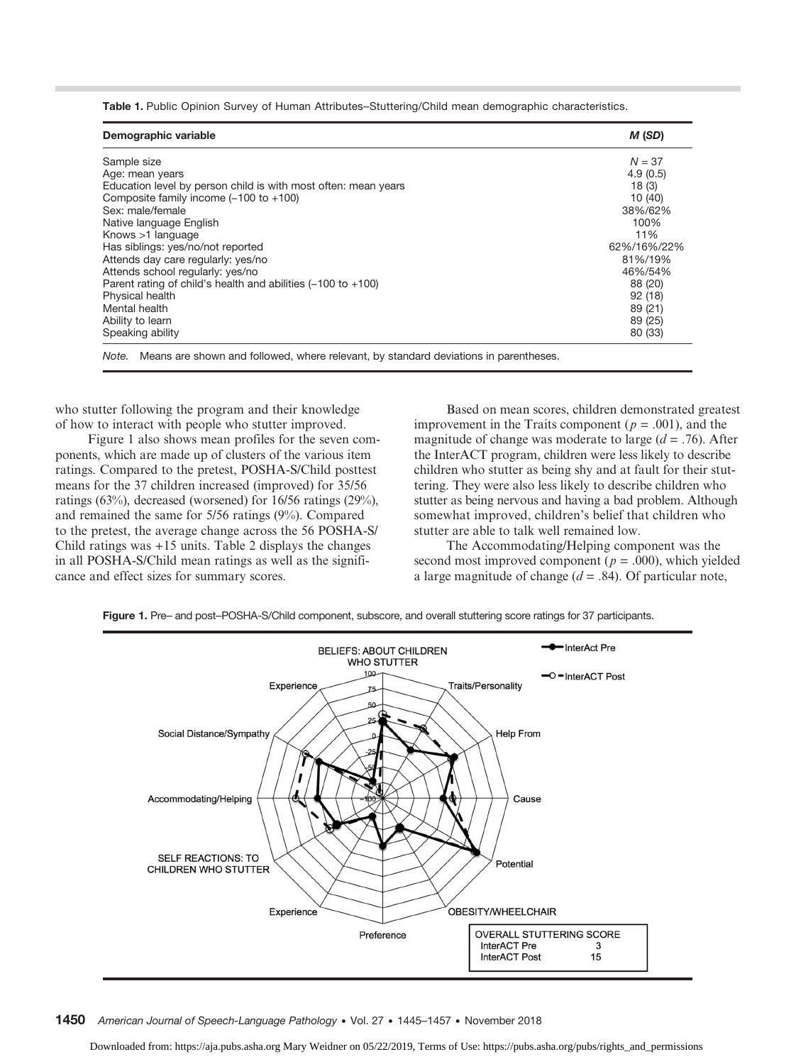**Table 1.** Public Opinion Survey of Human Attributes–Stuttering/Child mean demographic characteristics.

| Demographic variable | *M* (*SD*) |
|---|---|
| Sample size | *N* = 37 |
| Age: mean years | 4.9 (0.5) |
| Education level by person child is with most often: mean years | 18 (3) |
| Composite family income (–100 to +100) | 10 (40) |
| Sex: male/female | 38%/62% |
| Native language English | 100% |
| Knows >1 language | 11% |
| Has siblings: yes/no/not reported | 62%/16%/22% |
| Attends day care regularly: yes/no | 81%/19% |
| Attends school regularly: yes/no | 46%/54% |
| Parent rating of child's health and abilities (–100 to +100) | 88 (20) |
| Physical health | 92 (18) |
| Mental health | 89 (21) |
| Ability to learn | 89 (25) |
| Speaking ability | 80 (33) |

*Note.* Means are shown and followed, where relevant, by standard deviations in parentheses.

who stutter following the program and their knowledge of how to interact with people who stutter improved.

Figure 1 also shows mean profiles for the seven components, which are made up of clusters of the various item ratings. Compared to the pretest, POSHA-S/Child posttest means for the 37 children increased (improved) for 35/56 ratings (63%), decreased (worsened) for 16/56 ratings (29%), and remained the same for 5/56 ratings (9%). Compared to the pretest, the average change across the 56 POSHA-S/Child ratings was +15 units. Table 2 displays the changes in all POSHA-S/Child mean ratings as well as the significance and effect sizes for summary scores.

Based on mean scores, children demonstrated greatest improvement in the Traits component ($p = .001$), and the magnitude of change was moderate to large ($d = .76$). After the InterACT program, children were less likely to describe children who stutter as being shy and at fault for their stuttering. They were also less likely to describe children who stutter as being nervous and having a bad problem. Although somewhat improved, children's belief that children who stutter are able to talk well remained low.

The Accommodating/Helping component was the second most improved component ($p = .000$), which yielded a large magnitude of change ($d = .84$). Of particular note,

**Figure 1.** Pre– and post–POSHA-S/Child component, subscore, and overall stuttering score ratings for 37 participants.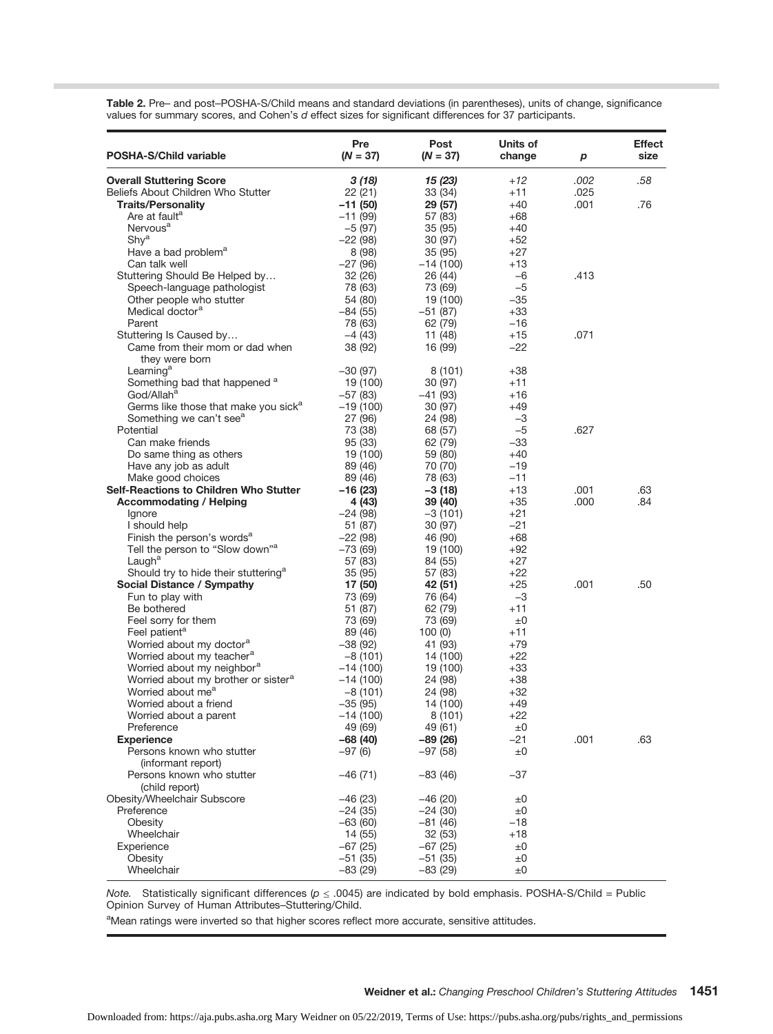**Table 2.** Pre– and post–POSHA-S/Child means and standard deviations (in parentheses), units of change, significance values for summary scores, and Cohen's *d* effect sizes for significant differences for 37 participants.

| POSHA-S/Child variable | Pre (*N* = 37) | Post (*N* = 37) | Units of change | *p* | Effect size |
|---|---|---|---|---|---|
| ***Overall Stuttering Score*** | ***3 (18)*** | ***15 (23)*** | *+12* | *.002* | *.58* |
| Beliefs About Children Who Stutter | 22 (21) | 33 (34) | +11 | .025 | |
| **Traits/Personality** | **−11 (50)** | **29 (57)** | +40 | .001 | .76 |
| Are at fault[a] | −11 (99) | 57 (83) | +68 | | |
| Nervous[a] | −5 (97) | 35 (95) | +40 | | |
| Shy[a] | −22 (98) | 30 (97) | +52 | | |
| Have a bad problem[a] | 8 (98) | 35 (95) | +27 | | |
| Can talk well | −27 (96) | −14 (100) | +13 | | |
| Stuttering Should Be Helped by… | 32 (26) | 26 (44) | −6 | .413 | |
| Speech-language pathologist | 78 (63) | 73 (69) | −5 | | |
| Other people who stutter | 54 (80) | 19 (100) | −35 | | |
| Medical doctor[a] | −84 (55) | −51 (87) | +33 | | |
| Parent | 78 (63) | 62 (79) | −16 | | |
| Stuttering Is Caused by… | −4 (43) | 11 (48) | +15 | .071 | |
| Came from their mom or dad when they were born | 38 (92) | 16 (99) | −22 | | |
| Learning[a] | −30 (97) | 8 (101) | +38 | | |
| Something bad that happened [a] | 19 (100) | 30 (97) | +11 | | |
| God/Allah[a] | −57 (83) | −41 (93) | +16 | | |
| Germs like those that make you sick[a] | −19 (100) | 30 (97) | +49 | | |
| Something we can't see[a] | 27 (96) | 24 (98) | −3 | | |
| Potential | 73 (38) | 68 (57) | −5 | .627 | |
| Can make friends | 95 (33) | 62 (79) | −33 | | |
| Do same thing as others | 19 (100) | 59 (80) | +40 | | |
| Have any job as adult | 89 (46) | 70 (70) | −19 | | |
| Make good choices | 89 (46) | 78 (63) | −11 | | |
| **Self-Reactions to Children Who Stutter** | **−16 (23)** | **−3 (18)** | +13 | .001 | .63 |
| **Accommodating / Helping** | **4 (43)** | **39 (40)** | +35 | .000 | .84 |
| Ignore | −24 (98) | −3 (101) | +21 | | |
| I should help | 51 (87) | 30 (97) | −21 | | |
| Finish the person's words[a] | −22 (98) | 46 (90) | +68 | | |
| Tell the person to "Slow down"[a] | −73 (69) | 19 (100) | +92 | | |
| Laugh[a] | 57 (83) | 84 (55) | +27 | | |
| Should try to hide their stuttering[a] | 35 (95) | 57 (83) | +22 | | |
| **Social Distance / Sympathy** | **17 (50)** | **42 (51)** | +25 | .001 | .50 |
| Fun to play with | 73 (69) | 76 (64) | −3 | | |
| Be bothered | 51 (87) | 62 (79) | +11 | | |
| Feel sorry for them | 73 (69) | 73 (69) | ±0 | | |
| Feel patient[a] | 89 (46) | 100 (0) | +11 | | |
| Worried about my doctor[a] | −38 (92) | 41 (93) | +79 | | |
| Worried about my teacher[a] | −8 (101) | 14 (100) | +22 | | |
| Worried about my neighbor[a] | −14 (100) | 19 (100) | +33 | | |
| Worried about my brother or sister[a] | −14 (100) | 24 (98) | +38 | | |
| Worried about me[a] | −8 (101) | 24 (98) | +32 | | |
| Worried about a friend | −35 (95) | 14 (100) | +49 | | |
| Worried about a parent | −14 (100) | 8 (101) | +22 | | |
| Preference | 49 (69) | 49 (61) | ±0 | | |
| **Experience** | **−68 (40)** | **−89 (26)** | −21 | .001 | .63 |
| Persons known who stutter (informant report) | −97 (6) | −97 (58) | ±0 | | |
| Persons known who stutter (child report) | −46 (71) | −83 (46) | −37 | | |
| Obesity/Wheelchair Subscore | −46 (23) | −46 (20) | ±0 | | |
| Preference | −24 (35) | −24 (30) | ±0 | | |
| Obesity | −63 (60) | −81 (46) | −18 | | |
| Wheelchair | 14 (55) | 32 (53) | +18 | | |
| Experience | −67 (25) | −67 (25) | ±0 | | |
| Obesity | −51 (35) | −51 (35) | ±0 | | |
| Wheelchair | −83 (29) | −83 (29) | ±0 | | |

*Note.* Statistically significant differences ($p \leq .0045$) are indicated by bold emphasis. POSHA-S/Child = Public Opinion Survey of Human Attributes–Stuttering/Child.

[a]Mean ratings were inverted so that higher scores reflect more accurate, sensitive attitudes.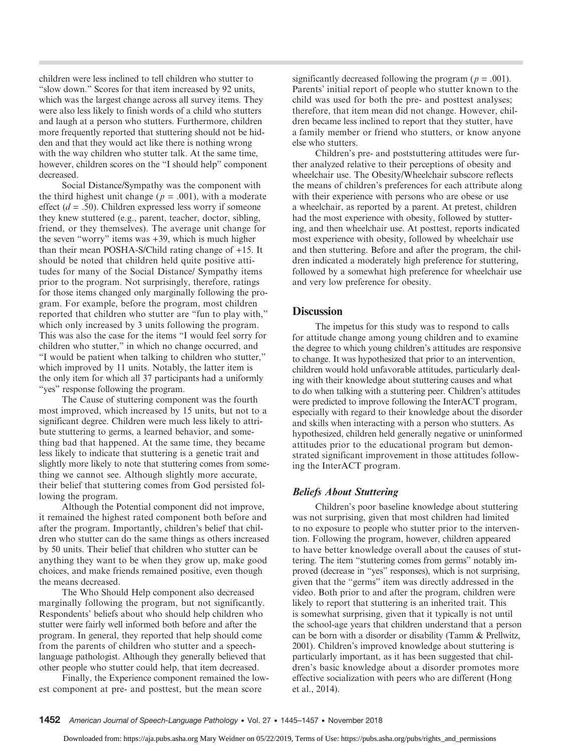children were less inclined to tell children who stutter to "slow down." Scores for that item increased by 92 units, which was the largest change across all survey items. They were also less likely to finish words of a child who stutters and laugh at a person who stutters. Furthermore, children more frequently reported that stuttering should not be hidden and that they would act like there is nothing wrong with the way children who stutter talk. At the same time, however, children scores on the "I should help" component decreased.

Social Distance/Sympathy was the component with the third highest unit change ($p = .001$), with a moderate effect ($d = .50$). Children expressed less worry if someone they knew stuttered (e.g., parent, teacher, doctor, sibling, friend, or they themselves). The average unit change for the seven "worry" items was +39, which is much higher than their mean POSHA-S/Child rating change of +15. It should be noted that children held quite positive attitudes for many of the Social Distance/ Sympathy items prior to the program. Not surprisingly, therefore, ratings for those items changed only marginally following the program. For example, before the program, most children reported that children who stutter are "fun to play with," which only increased by 3 units following the program. This was also the case for the items "I would feel sorry for children who stutter," in which no change occurred, and "I would be patient when talking to children who stutter," which improved by 11 units. Notably, the latter item is the only item for which all 37 participants had a uniformly "yes" response following the program.

The Cause of stuttering component was the fourth most improved, which increased by 15 units, but not to a significant degree. Children were much less likely to attribute stuttering to germs, a learned behavior, and something bad that happened. At the same time, they became less likely to indicate that stuttering is a genetic trait and slightly more likely to note that stuttering comes from something we cannot see. Although slightly more accurate, their belief that stuttering comes from God persisted following the program.

Although the Potential component did not improve, it remained the highest rated component both before and after the program. Importantly, children's belief that children who stutter can do the same things as others increased by 50 units. Their belief that children who stutter can be anything they want to be when they grow up, make good choices, and make friends remained positive, even though the means decreased.

The Who Should Help component also decreased marginally following the program, but not significantly. Respondents' beliefs about who should help children who stutter were fairly well informed both before and after the program. In general, they reported that help should come from the parents of children who stutter and a speech-language pathologist. Although they generally believed that other people who stutter could help, that item decreased.

Finally, the Experience component remained the lowest component at pre- and posttest, but the mean score significantly decreased following the program ($p = .001$). Parents' initial report of people who stutter known to the child was used for both the pre- and posttest analyses; therefore, that item mean did not change. However, children became less inclined to report that they stutter, have a family member or friend who stutters, or know anyone else who stutters.

Children's pre- and poststuttering attitudes were further analyzed relative to their perceptions of obesity and wheelchair use. The Obesity/Wheelchair subscore reflects the means of children's preferences for each attribute along with their experience with persons who are obese or use a wheelchair, as reported by a parent. At pretest, children had the most experience with obesity, followed by stuttering, and then wheelchair use. At posttest, reports indicated most experience with obesity, followed by wheelchair use and then stuttering. Before and after the program, the children indicated a moderately high preference for stuttering, followed by a somewhat high preference for wheelchair use and very low preference for obesity.

## Discussion

The impetus for this study was to respond to calls for attitude change among young children and to examine the degree to which young children's attitudes are responsive to change. It was hypothesized that prior to an intervention, children would hold unfavorable attitudes, particularly dealing with their knowledge about stuttering causes and what to do when talking with a stuttering peer. Children's attitudes were predicted to improve following the InterACT program, especially with regard to their knowledge about the disorder and skills when interacting with a person who stutters. As hypothesized, children held generally negative or uninformed attitudes prior to the educational program but demonstrated significant improvement in those attitudes following the InterACT program.

### *Beliefs About Stuttering*

Children's poor baseline knowledge about stuttering was not surprising, given that most children had limited to no exposure to people who stutter prior to the intervention. Following the program, however, children appeared to have better knowledge overall about the causes of stuttering. The item "stuttering comes from germs" notably improved (decrease in "yes" responses), which is not surprising, given that the "germs" item was directly addressed in the video. Both prior to and after the program, children were likely to report that stuttering is an inherited trait. This is somewhat surprising, given that it typically is not until the school-age years that children understand that a person can be born with a disorder or disability (Tamm & Prellwitz, 2001). Children's improved knowledge about stuttering is particularly important, as it has been suggested that children's basic knowledge about a disorder promotes more effective socialization with peers who are different (Hong et al., 2014).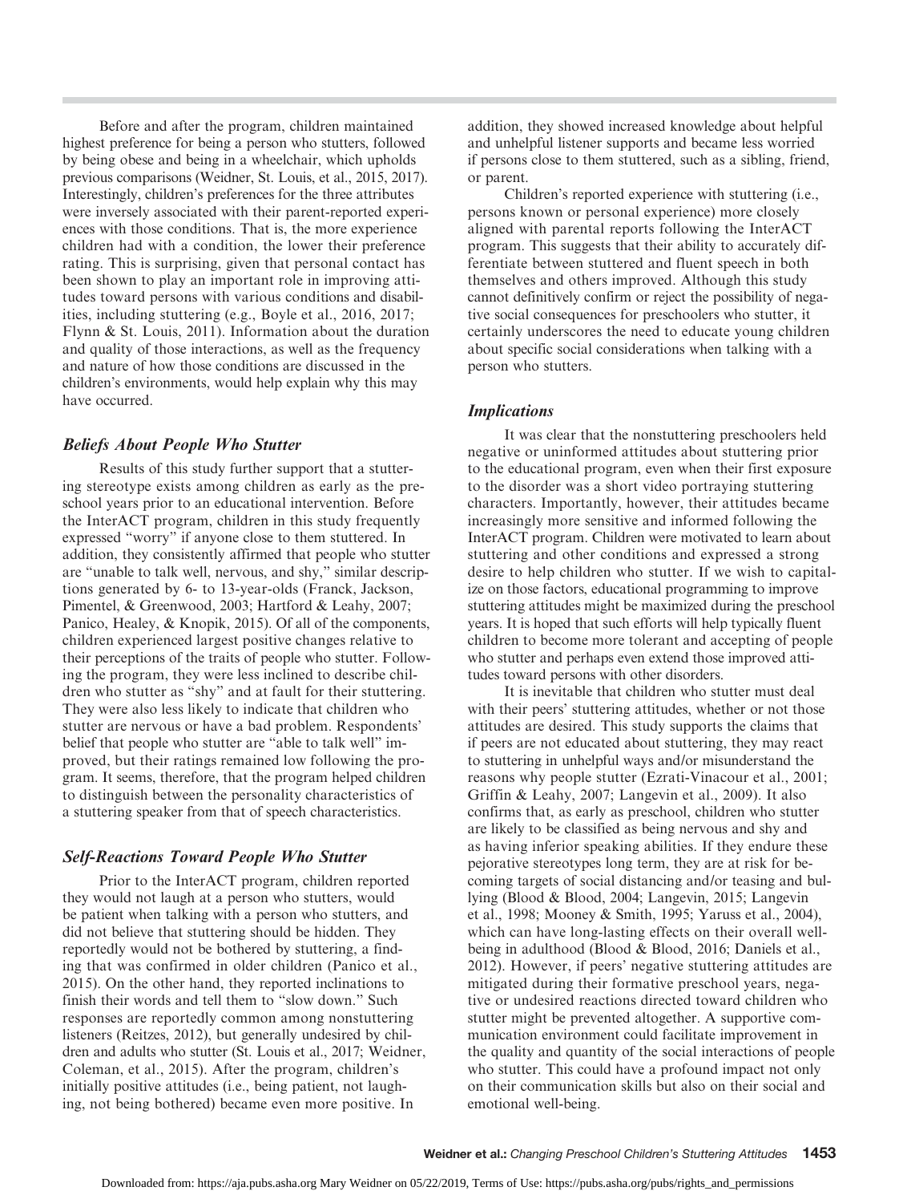Before and after the program, children maintained highest preference for being a person who stutters, followed by being obese and being in a wheelchair, which upholds previous comparisons (Weidner, St. Louis, et al., 2015, 2017). Interestingly, children's preferences for the three attributes were inversely associated with their parent-reported experiences with those conditions. That is, the more experience children had with a condition, the lower their preference rating. This is surprising, given that personal contact has been shown to play an important role in improving attitudes toward persons with various conditions and disabilities, including stuttering (e.g., Boyle et al., 2016, 2017; Flynn & St. Louis, 2011). Information about the duration and quality of those interactions, as well as the frequency and nature of how those conditions are discussed in the children's environments, would help explain why this may have occurred.

### *Beliefs About People Who Stutter*

Results of this study further support that a stuttering stereotype exists among children as early as the preschool years prior to an educational intervention. Before the InterACT program, children in this study frequently expressed "worry" if anyone close to them stuttered. In addition, they consistently affirmed that people who stutter are "unable to talk well, nervous, and shy," similar descriptions generated by 6- to 13-year-olds (Franck, Jackson, Pimentel, & Greenwood, 2003; Hartford & Leahy, 2007; Panico, Healey, & Knopik, 2015). Of all of the components, children experienced largest positive changes relative to their perceptions of the traits of people who stutter. Following the program, they were less inclined to describe children who stutter as "shy" and at fault for their stuttering. They were also less likely to indicate that children who stutter are nervous or have a bad problem. Respondents' belief that people who stutter are "able to talk well" improved, but their ratings remained low following the program. It seems, therefore, that the program helped children to distinguish between the personality characteristics of a stuttering speaker from that of speech characteristics.

### *Self-Reactions Toward People Who Stutter*

Prior to the InterACT program, children reported they would not laugh at a person who stutters, would be patient when talking with a person who stutters, and did not believe that stuttering should be hidden. They reportedly would not be bothered by stuttering, a finding that was confirmed in older children (Panico et al., 2015). On the other hand, they reported inclinations to finish their words and tell them to "slow down." Such responses are reportedly common among nonstuttering listeners (Reitzes, 2012), but generally undesired by children and adults who stutter (St. Louis et al., 2017; Weidner, Coleman, et al., 2015). After the program, children's initially positive attitudes (i.e., being patient, not laughing, not being bothered) became even more positive. In addition, they showed increased knowledge about helpful and unhelpful listener supports and became less worried if persons close to them stuttered, such as a sibling, friend, or parent.

Children's reported experience with stuttering (i.e., persons known or personal experience) more closely aligned with parental reports following the InterACT program. This suggests that their ability to accurately differentiate between stuttered and fluent speech in both themselves and others improved. Although this study cannot definitively confirm or reject the possibility of negative social consequences for preschoolers who stutter, it certainly underscores the need to educate young children about specific social considerations when talking with a person who stutters.

### *Implications*

It was clear that the nonstuttering preschoolers held negative or uninformed attitudes about stuttering prior to the educational program, even when their first exposure to the disorder was a short video portraying stuttering characters. Importantly, however, their attitudes became increasingly more sensitive and informed following the InterACT program. Children were motivated to learn about stuttering and other conditions and expressed a strong desire to help children who stutter. If we wish to capitalize on those factors, educational programming to improve stuttering attitudes might be maximized during the preschool years. It is hoped that such efforts will help typically fluent children to become more tolerant and accepting of people who stutter and perhaps even extend those improved attitudes toward persons with other disorders.

It is inevitable that children who stutter must deal with their peers' stuttering attitudes, whether or not those attitudes are desired. This study supports the claims that if peers are not educated about stuttering, they may react to stuttering in unhelpful ways and/or misunderstand the reasons why people stutter (Ezrati-Vinacour et al., 2001; Griffin & Leahy, 2007; Langevin et al., 2009). It also confirms that, as early as preschool, children who stutter are likely to be classified as being nervous and shy and as having inferior speaking abilities. If they endure these pejorative stereotypes long term, they are at risk for becoming targets of social distancing and/or teasing and bullying (Blood & Blood, 2004; Langevin, 2015; Langevin et al., 1998; Mooney & Smith, 1995; Yaruss et al., 2004), which can have long-lasting effects on their overall well-being in adulthood (Blood & Blood, 2016; Daniels et al., 2012). However, if peers' negative stuttering attitudes are mitigated during their formative preschool years, negative or undesired reactions directed toward children who stutter might be prevented altogether. A supportive communication environment could facilitate improvement in the quality and quantity of the social interactions of people who stutter. This could have a profound impact not only on their communication skills but also on their social and emotional well-being.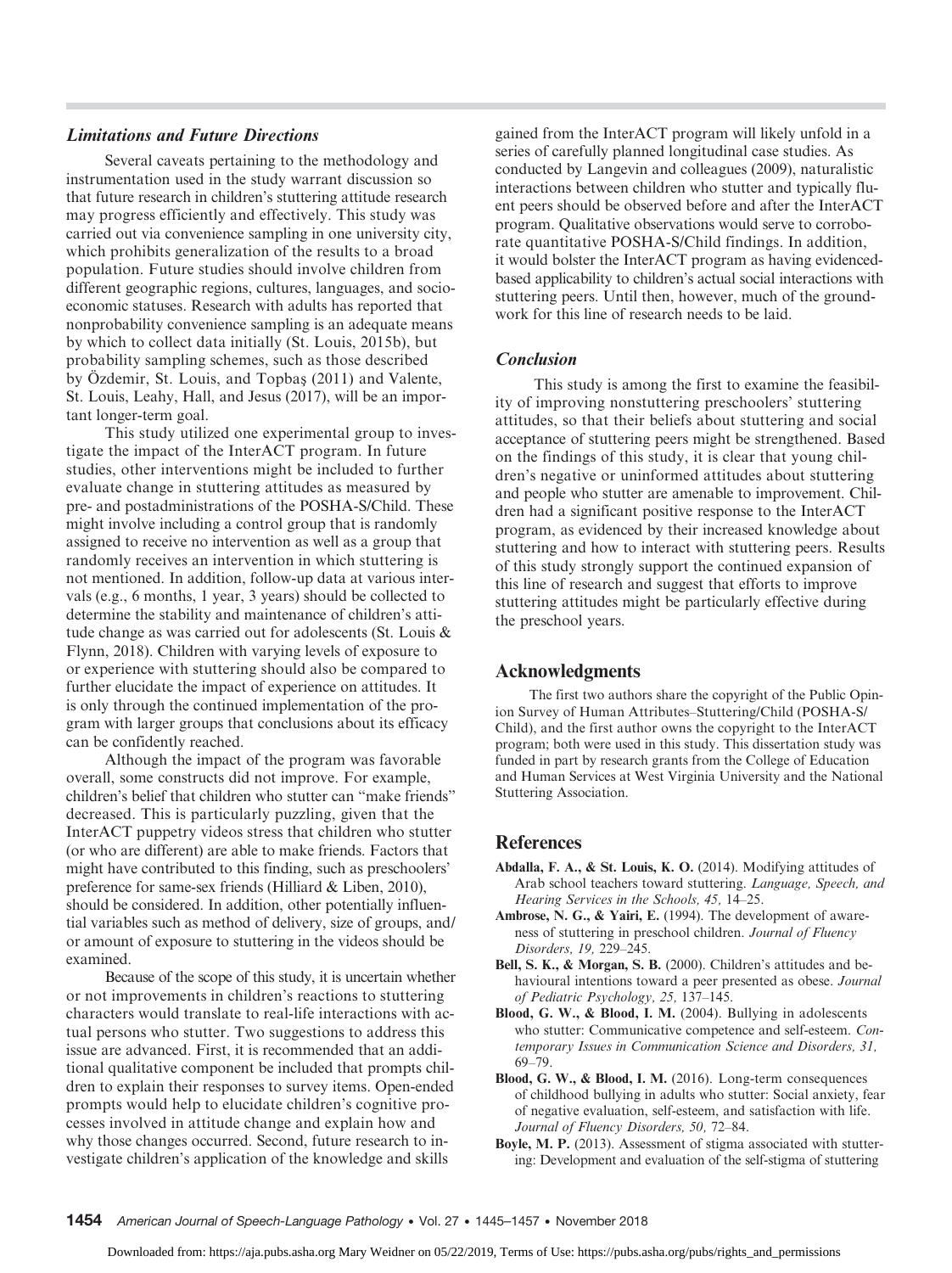### *Limitations and Future Directions*

Several caveats pertaining to the methodology and instrumentation used in the study warrant discussion so that future research in children's stuttering attitude research may progress efficiently and effectively. This study was carried out via convenience sampling in one university city, which prohibits generalization of the results to a broad population. Future studies should involve children from different geographic regions, cultures, languages, and socioeconomic statuses. Research with adults has reported that nonprobability convenience sampling is an adequate means by which to collect data initially (St. Louis, 2015b), but probability sampling schemes, such as those described by Özdemir, St. Louis, and Topbaş (2011) and Valente, St. Louis, Leahy, Hall, and Jesus (2017), will be an important longer-term goal.

This study utilized one experimental group to investigate the impact of the InterACT program. In future studies, other interventions might be included to further evaluate change in stuttering attitudes as measured by pre- and postadministrations of the POSHA-S/Child. These might involve including a control group that is randomly assigned to receive no intervention as well as a group that randomly receives an intervention in which stuttering is not mentioned. In addition, follow-up data at various intervals (e.g., 6 months, 1 year, 3 years) should be collected to determine the stability and maintenance of children's attitude change as was carried out for adolescents (St. Louis & Flynn, 2018). Children with varying levels of exposure to or experience with stuttering should also be compared to further elucidate the impact of experience on attitudes. It is only through the continued implementation of the program with larger groups that conclusions about its efficacy can be confidently reached.

Although the impact of the program was favorable overall, some constructs did not improve. For example, children's belief that children who stutter can "make friends" decreased. This is particularly puzzling, given that the InterACT puppetry videos stress that children who stutter (or who are different) are able to make friends. Factors that might have contributed to this finding, such as preschoolers' preference for same-sex friends (Hilliard & Liben, 2010), should be considered. In addition, other potentially influential variables such as method of delivery, size of groups, and/or amount of exposure to stuttering in the videos should be examined.

Because of the scope of this study, it is uncertain whether or not improvements in children's reactions to stuttering characters would translate to real-life interactions with actual persons who stutter. Two suggestions to address this issue are advanced. First, it is recommended that an additional qualitative component be included that prompts children to explain their responses to survey items. Open-ended prompts would help to elucidate children's cognitive processes involved in attitude change and explain how and why those changes occurred. Second, future research to investigate children's application of the knowledge and skills gained from the InterACT program will likely unfold in a series of carefully planned longitudinal case studies. As conducted by Langevin and colleagues (2009), naturalistic interactions between children who stutter and typically fluent peers should be observed before and after the InterACT program. Qualitative observations would serve to corroborate quantitative POSHA-S/Child findings. In addition, it would bolster the InterACT program as having evidenced-based applicability to children's actual social interactions with stuttering peers. Until then, however, much of the groundwork for this line of research needs to be laid.

### *Conclusion*

This study is among the first to examine the feasibility of improving nonstuttering preschoolers' stuttering attitudes, so that their beliefs about stuttering and social acceptance of stuttering peers might be strengthened. Based on the findings of this study, it is clear that young children's negative or uninformed attitudes about stuttering and people who stutter are amenable to improvement. Children had a significant positive response to the InterACT program, as evidenced by their increased knowledge about stuttering and how to interact with stuttering peers. Results of this study strongly support the continued expansion of this line of research and suggest that efforts to improve stuttering attitudes might be particularly effective during the preschool years.

## Acknowledgments

The first two authors share the copyright of the Public Opinion Survey of Human Attributes–Stuttering/Child (POSHA-S/Child), and the first author owns the copyright to the InterACT program; both were used in this study. This dissertation study was funded in part by research grants from the College of Education and Human Services at West Virginia University and the National Stuttering Association.

## References

**Abdalla, F. A., & St. Louis, K. O.** (2014). Modifying attitudes of Arab school teachers toward stuttering. *Language, Speech, and Hearing Services in the Schools, 45,* 14–25.

**Ambrose, N. G., & Yairi, E.** (1994). The development of awareness of stuttering in preschool children. *Journal of Fluency Disorders, 19,* 229–245.

**Bell, S. K., & Morgan, S. B.** (2000). Children's attitudes and behavioural intentions toward a peer presented as obese. *Journal of Pediatric Psychology, 25,* 137–145.

**Blood, G. W., & Blood, I. M.** (2004). Bullying in adolescents who stutter: Communicative competence and self-esteem. *Contemporary Issues in Communication Science and Disorders, 31,* 69–79.

**Blood, G. W., & Blood, I. M.** (2016). Long-term consequences of childhood bullying in adults who stutter: Social anxiety, fear of negative evaluation, self-esteem, and satisfaction with life. *Journal of Fluency Disorders, 50,* 72–84.

**Boyle, M. P.** (2013). Assessment of stigma associated with stuttering: Development and evaluation of the self-stigma of stuttering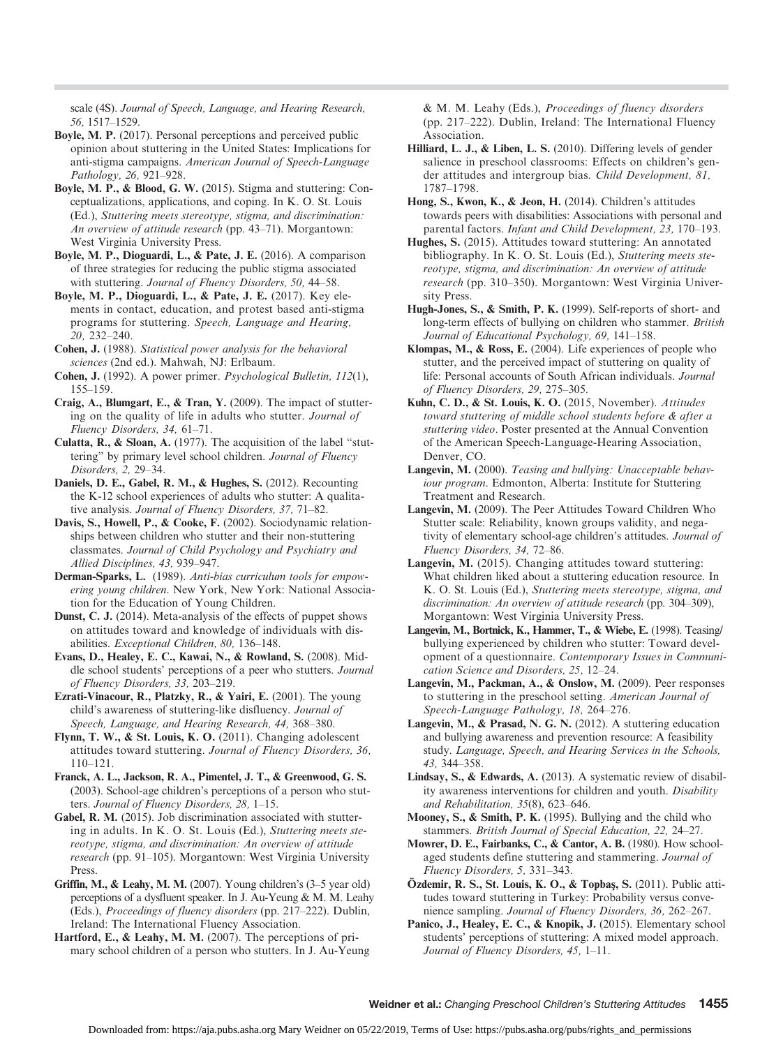scale (4S). *Journal of Speech, Language, and Hearing Research, 56,* 1517–1529.

**Boyle, M. P.** (2017). Personal perceptions and perceived public opinion about stuttering in the United States: Implications for anti-stigma campaigns. *American Journal of Speech-Language Pathology, 26,* 921–928.

**Boyle, M. P., & Blood, G. W.** (2015). Stigma and stuttering: Conceptualizations, applications, and coping. In K. O. St. Louis (Ed.), *Stuttering meets stereotype, stigma, and discrimination: An overview of attitude research* (pp. 43–71). Morgantown: West Virginia University Press.

**Boyle, M. P., Dioguardi, L., & Pate, J. E.** (2016). A comparison of three strategies for reducing the public stigma associated with stuttering. *Journal of Fluency Disorders, 50,* 44–58.

**Boyle, M. P., Dioguardi, L., & Pate, J. E.** (2017). Key elements in contact, education, and protest based anti-stigma programs for stuttering. *Speech, Language and Hearing, 20,* 232–240.

**Cohen, J.** (1988). *Statistical power analysis for the behavioral sciences* (2nd ed.). Mahwah, NJ: Erlbaum.

**Cohen, J.** (1992). A power primer. *Psychological Bulletin, 112*(1), 155–159.

**Craig, A., Blumgart, E., & Tran, Y.** (2009). The impact of stuttering on the quality of life in adults who stutter. *Journal of Fluency Disorders, 34,* 61–71.

**Culatta, R., & Sloan, A.** (1977). The acquisition of the label "stuttering" by primary level school children. *Journal of Fluency Disorders, 2,* 29–34.

**Daniels, D. E., Gabel, R. M., & Hughes, S.** (2012). Recounting the K-12 school experiences of adults who stutter: A qualitative analysis. *Journal of Fluency Disorders, 37,* 71–82.

**Davis, S., Howell, P., & Cooke, F.** (2002). Sociodynamic relationships between children who stutter and their non-stuttering classmates. *Journal of Child Psychology and Psychiatry and Allied Disciplines, 43,* 939–947.

**Derman-Sparks, L.** (1989). *Anti-bias curriculum tools for empowering young children*. New York, New York: National Association for the Education of Young Children.

**Dunst, C. J.** (2014). Meta-analysis of the effects of puppet shows on attitudes toward and knowledge of individuals with disabilities. *Exceptional Children, 80,* 136–148.

**Evans, D., Healey, E. C., Kawai, N., & Rowland, S.** (2008). Middle school students' perceptions of a peer who stutters. *Journal of Fluency Disorders, 33,* 203–219.

**Ezrati-Vinacour, R., Platzky, R., & Yairi, E.** (2001). The young child's awareness of stuttering-like disfluency. *Journal of Speech, Language, and Hearing Research, 44,* 368–380.

**Flynn, T. W., & St. Louis, K. O.** (2011). Changing adolescent attitudes toward stuttering. *Journal of Fluency Disorders, 36,* 110–121.

**Franck, A. L., Jackson, R. A., Pimentel, J. T., & Greenwood, G. S.** (2003). School-age children's perceptions of a person who stutters. *Journal of Fluency Disorders, 28,* 1–15.

**Gabel, R. M.** (2015). Job discrimination associated with stuttering in adults. In K. O. St. Louis (Ed.), *Stuttering meets stereotype, stigma, and discrimination: An overview of attitude research* (pp. 91–105). Morgantown: West Virginia University Press.

**Griffin, M., & Leahy, M. M.** (2007). Young children's (3–5 year old) perceptions of a dysfluent speaker. In J. Au-Yeung & M. M. Leahy (Eds.), *Proceedings of fluency disorders* (pp. 217–222). Dublin, Ireland: The International Fluency Association.

**Hartford, E., & Leahy, M. M.** (2007). The perceptions of primary school children of a person who stutters. In J. Au-Yeung & M. M. Leahy (Eds.), *Proceedings of fluency disorders* (pp. 217–222). Dublin, Ireland: The International Fluency Association.

**Hilliard, L. J., & Liben, L. S.** (2010). Differing levels of gender salience in preschool classrooms: Effects on children's gender attitudes and intergroup bias. *Child Development, 81,* 1787–1798.

**Hong, S., Kwon, K., & Jeon, H.** (2014). Children's attitudes towards peers with disabilities: Associations with personal and parental factors. *Infant and Child Development, 23,* 170–193.

**Hughes, S.** (2015). Attitudes toward stuttering: An annotated bibliography. In K. O. St. Louis (Ed.), *Stuttering meets stereotype, stigma, and discrimination: An overview of attitude research* (pp. 310–350). Morgantown: West Virginia University Press.

**Hugh-Jones, S., & Smith, P. K.** (1999). Self-reports of short- and long-term effects of bullying on children who stammer. *British Journal of Educational Psychology, 69,* 141–158.

**Klompas, M., & Ross, E.** (2004). Life experiences of people who stutter, and the perceived impact of stuttering on quality of life: Personal accounts of South African individuals. *Journal of Fluency Disorders, 29,* 275–305.

**Kuhn, C. D., & St. Louis, K. O.** (2015, November). *Attitudes toward stuttering of middle school students before & after a stuttering video*. Poster presented at the Annual Convention of the American Speech-Language-Hearing Association, Denver, CO.

**Langevin, M.** (2000). *Teasing and bullying: Unacceptable behaviour program*. Edmonton, Alberta: Institute for Stuttering Treatment and Research.

**Langevin, M.** (2009). The Peer Attitudes Toward Children Who Stutter scale: Reliability, known groups validity, and negativity of elementary school-age children's attitudes. *Journal of Fluency Disorders, 34,* 72–86.

**Langevin, M.** (2015). Changing attitudes toward stuttering: What children liked about a stuttering education resource. In K. O. St. Louis (Ed.), *Stuttering meets stereotype, stigma, and discrimination: An overview of attitude research* (pp. 304–309), Morgantown: West Virginia University Press.

**Langevin, M., Bortnick, K., Hammer, T., & Wiebe, E.** (1998). Teasing/bullying experienced by children who stutter: Toward development of a questionnaire. *Contemporary Issues in Communication Science and Disorders, 25,* 12–24.

**Langevin, M., Packman, A., & Onslow, M.** (2009). Peer responses to stuttering in the preschool setting. *American Journal of Speech-Language Pathology, 18,* 264–276.

**Langevin, M., & Prasad, N. G. N.** (2012). A stuttering education and bullying awareness and prevention resource: A feasibility study. *Language, Speech, and Hearing Services in the Schools, 43,* 344–358.

**Lindsay, S., & Edwards, A.** (2013). A systematic review of disability awareness interventions for children and youth. *Disability and Rehabilitation, 35*(8), 623–646.

**Mooney, S., & Smith, P. K.** (1995). Bullying and the child who stammers. *British Journal of Special Education, 22,* 24–27.

**Mowrer, D. E., Fairbanks, C., & Cantor, A. B.** (1980). How school-aged students define stuttering and stammering. *Journal of Fluency Disorders, 5,* 331–343.

**Özdemir, R. S., St. Louis, K. O., & Topbaş, S.** (2011). Public attitudes toward stuttering in Turkey: Probability versus convenience sampling. *Journal of Fluency Disorders, 36,* 262–267.

**Panico, J., Healey, E. C., & Knopik, J.** (2015). Elementary school students' perceptions of stuttering: A mixed model approach. *Journal of Fluency Disorders, 45,* 1–11.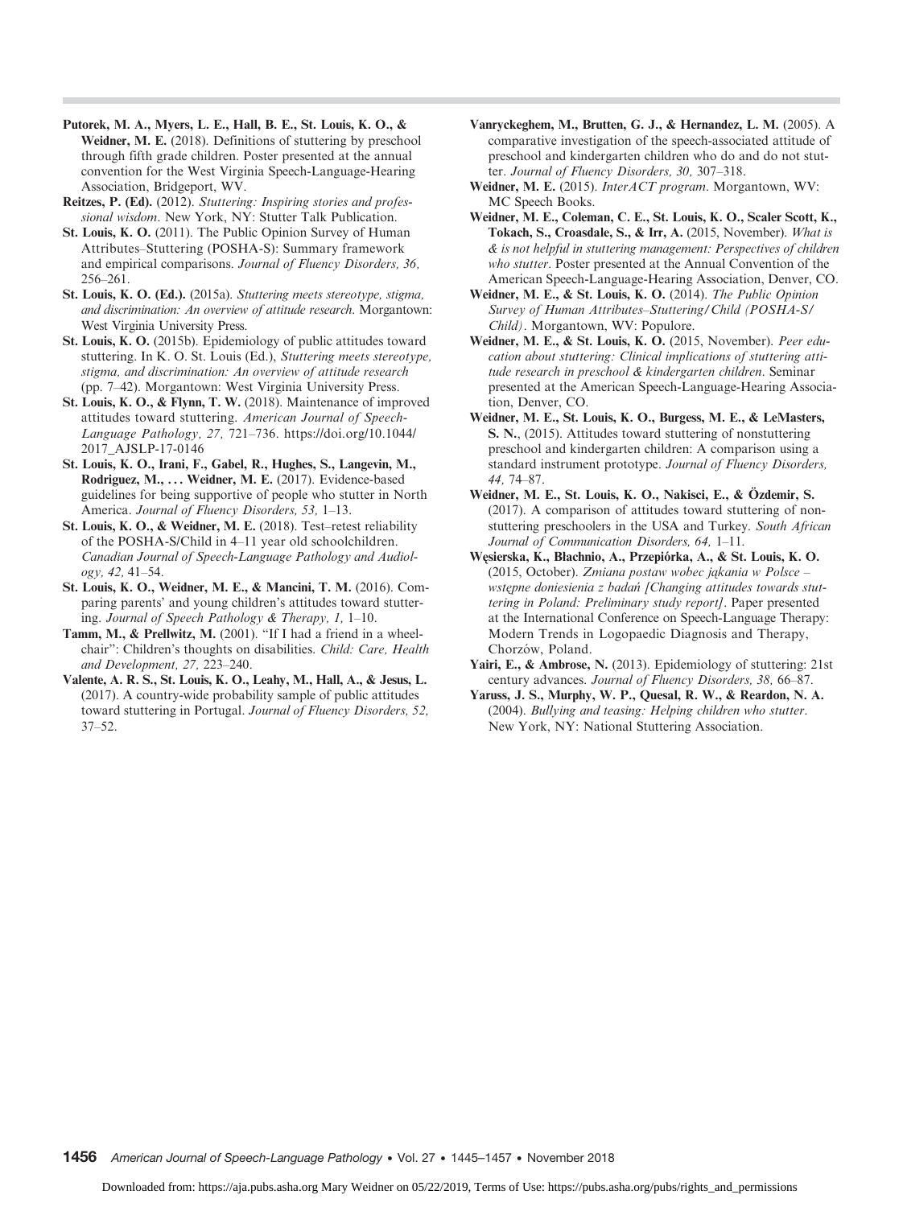**Putorek, M. A., Myers, L. E., Hall, B. E., St. Louis, K. O., & Weidner, M. E.** (2018). Definitions of stuttering by preschool through fifth grade children. Poster presented at the annual convention for the West Virginia Speech-Language-Hearing Association, Bridgeport, WV.

**Reitzes, P. (Ed).** (2012). *Stuttering: Inspiring stories and professional wisdom*. New York, NY: Stutter Talk Publication.

**St. Louis, K. O.** (2011). The Public Opinion Survey of Human Attributes–Stuttering (POSHA-S): Summary framework and empirical comparisons. *Journal of Fluency Disorders, 36,* 256–261.

**St. Louis, K. O. (Ed.).** (2015a). *Stuttering meets stereotype, stigma, and discrimination: An overview of attitude research*. Morgantown: West Virginia University Press.

**St. Louis, K. O.** (2015b). Epidemiology of public attitudes toward stuttering. In K. O. St. Louis (Ed.), *Stuttering meets stereotype, stigma, and discrimination: An overview of attitude research* (pp. 7–42). Morgantown: West Virginia University Press.

**St. Louis, K. O., & Flynn, T. W.** (2018). Maintenance of improved attitudes toward stuttering. *American Journal of Speech-Language Pathology, 27,* 721–736. https://doi.org/10.1044/2017_AJSLP-17-0146

**St. Louis, K. O., Irani, F., Gabel, R., Hughes, S., Langevin, M., Rodriguez, M., . . . Weidner, M. E.** (2017). Evidence-based guidelines for being supportive of people who stutter in North America. *Journal of Fluency Disorders, 53,* 1–13.

**St. Louis, K. O., & Weidner, M. E.** (2018). Test–retest reliability of the POSHA-S/Child in 4–11 year old schoolchildren. *Canadian Journal of Speech-Language Pathology and Audiology, 42,* 41–54.

**St. Louis, K. O., Weidner, M. E., & Mancini, T. M.** (2016). Comparing parents' and young children's attitudes toward stuttering. *Journal of Speech Pathology & Therapy, 1,* 1–10.

**Tamm, M., & Prellwitz, M.** (2001). "If I had a friend in a wheelchair": Children's thoughts on disabilities. *Child: Care, Health and Development, 27,* 223–240.

**Valente, A. R. S., St. Louis, K. O., Leahy, M., Hall, A., & Jesus, L.** (2017). A country-wide probability sample of public attitudes toward stuttering in Portugal. *Journal of Fluency Disorders, 52,* 37–52.

**Vanryckeghem, M., Brutten, G. J., & Hernandez, L. M.** (2005). A comparative investigation of the speech-associated attitude of preschool and kindergarten children who do and do not stutter. *Journal of Fluency Disorders, 30,* 307–318.

**Weidner, M. E.** (2015). *InterACT program*. Morgantown, WV: MC Speech Books.

**Weidner, M. E., Coleman, C. E., St. Louis, K. O., Scaler Scott, K., Tokach, S., Croasdale, S., & Irr, A.** (2015, November). *What is & is not helpful in stuttering management: Perspectives of children who stutter*. Poster presented at the Annual Convention of the American Speech-Language-Hearing Association, Denver, CO.

**Weidner, M. E., & St. Louis, K. O.** (2014). *The Public Opinion Survey of Human Attributes–Stuttering/Child (POSHA-S/Child)*. Morgantown, WV: Populore.

**Weidner, M. E., & St. Louis, K. O.** (2015, November). *Peer education about stuttering: Clinical implications of stuttering attitude research in preschool & kindergarten children*. Seminar presented at the American Speech-Language-Hearing Association, Denver, CO.

**Weidner, M. E., St. Louis, K. O., Burgess, M. E., & LeMasters, S. N.**, (2015). Attitudes toward stuttering of nonstuttering preschool and kindergarten children: A comparison using a standard instrument prototype. *Journal of Fluency Disorders, 44,* 74–87.

**Weidner, M. E., St. Louis, K. O., Nakisci, E., & Özdemir, S.** (2017). A comparison of attitudes toward stuttering of nonstuttering preschoolers in the USA and Turkey. *South African Journal of Communication Disorders, 64,* 1–11.

**Węsierska, K., Błachnio, A., Przepiórka, A., & St. Louis, K. O.** (2015, October). *Zmiana postaw wobec jąkania w Polsce – wstępne doniesienia z badań [Changing attitudes towards stuttering in Poland: Preliminary study report]*. Paper presented at the International Conference on Speech-Language Therapy: Modern Trends in Logopaedic Diagnosis and Therapy, Chorzów, Poland.

**Yairi, E., & Ambrose, N.** (2013). Epidemiology of stuttering: 21st century advances. *Journal of Fluency Disorders, 38,* 66–87.

**Yaruss, J. S., Murphy, W. P., Quesal, R. W., & Reardon, N. A.** (2004). *Bullying and teasing: Helping children who stutter*. New York, NY: National Stuttering Association.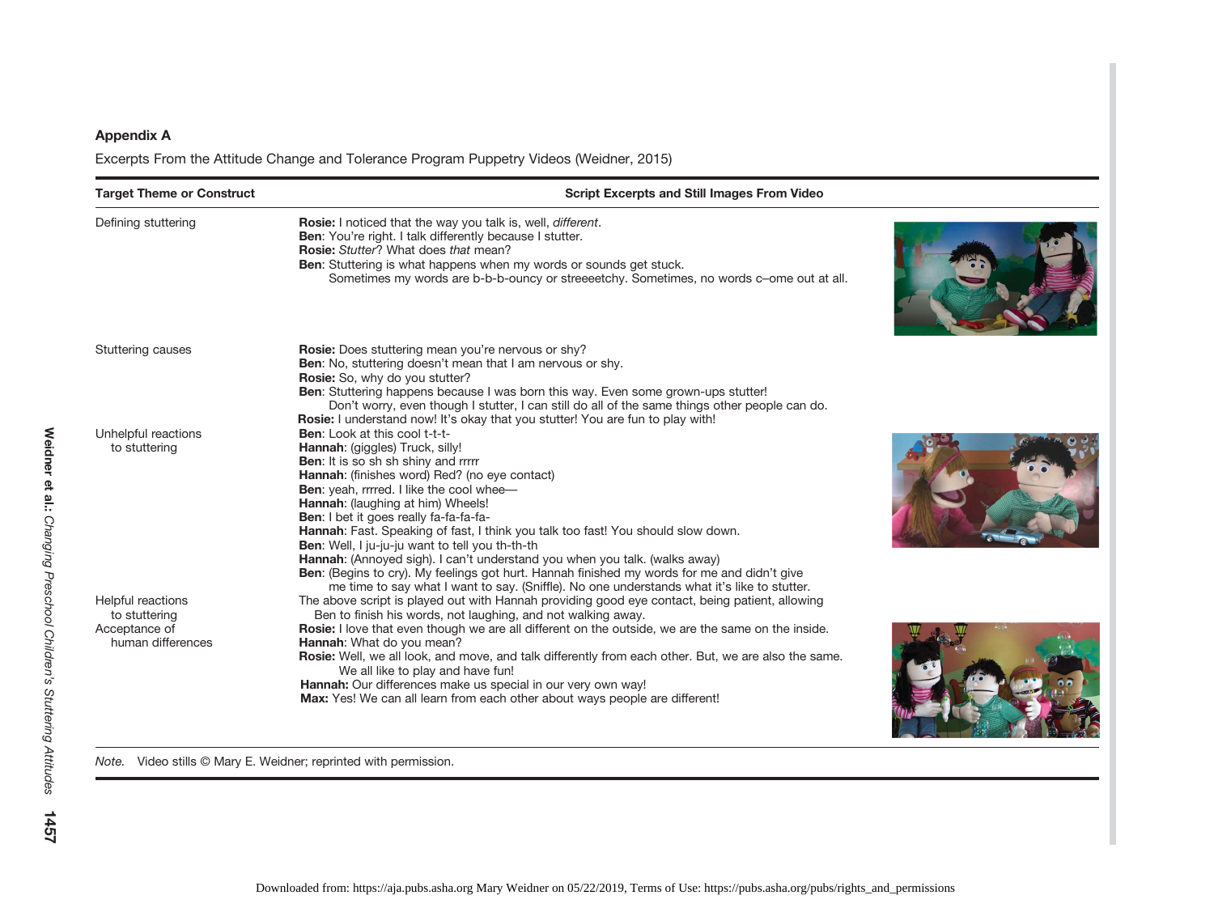## Appendix A

Excerpts From the Attitude Change and Tolerance Program Puppetry Videos (Weidner, 2015)

| Target Theme or Construct | Script Excerpts and Still Images From Video |
|---|---|
| Defining stuttering | **Rosie:** I noticed that the way you talk is, well, *different*.<br>**Ben**: You're right. I talk differently because I stutter.<br>**Rosie:** *Stutter*? What does *that* mean?<br>**Ben**: Stuttering is what happens when my words or sounds get stuck. Sometimes my words are b-b-b-ouncy or streeeetchy. Sometimes, no words c–ome out at all. |
| Stuttering causes | **Rosie:** Does stuttering mean you're nervous or shy?<br>**Ben**: No, stuttering doesn't mean that I am nervous or shy.<br>**Rosie:** So, why do you stutter?<br>**Ben**: Stuttering happens because I was born this way. Even some grown-ups stutter! Don't worry, even though I stutter, I can still do all of the same things other people can do.<br>**Rosie:** I understand now! It's okay that you stutter! You are fun to play with! |
| Unhelpful reactions to stuttering | **Ben**: Look at this cool t-t-t-<br>**Hannah**: (giggles) Truck, silly!<br>**Ben**: It is so sh sh shiny and rrrrr<br>**Hannah**: (finishes word) Red? (no eye contact)<br>**Ben**: yeah, rrrred. I like the cool whee—<br>**Hannah**: (laughing at him) Wheels!<br>**Ben**: I bet it goes really fa-fa-fa-fa-<br>**Hannah**: Fast. Speaking of fast, I think you talk too fast! You should slow down.<br>**Ben**: Well, I ju-ju-ju want to tell you th-th-th<br>**Hannah**: (Annoyed sigh). I can't understand you when you talk. (walks away)<br>**Ben**: (Begins to cry). My feelings got hurt. Hannah finished my words for me and didn't give me time to say what I want to say. (Sniffle). No one understands what it's like to stutter. |
| Helpful reactions to stuttering | The above script is played out with Hannah providing good eye contact, being patient, allowing Ben to finish his words, not laughing, and not walking away. |
| Acceptance of human differences | **Rosie:** I love that even though we are all different on the outside, we are the same on the inside.<br>**Hannah**: What do you mean?<br>**Rosie:** Well, we all look, and move, and talk differently from each other. But, we are also the same. We all like to play and have fun!<br>**Hannah:** Our differences make us special in our very own way!<br>**Max:** Yes! We can all learn from each other about ways people are different! |

*Note.* Video stills © Mary E. Weidner; reprinted with permission.